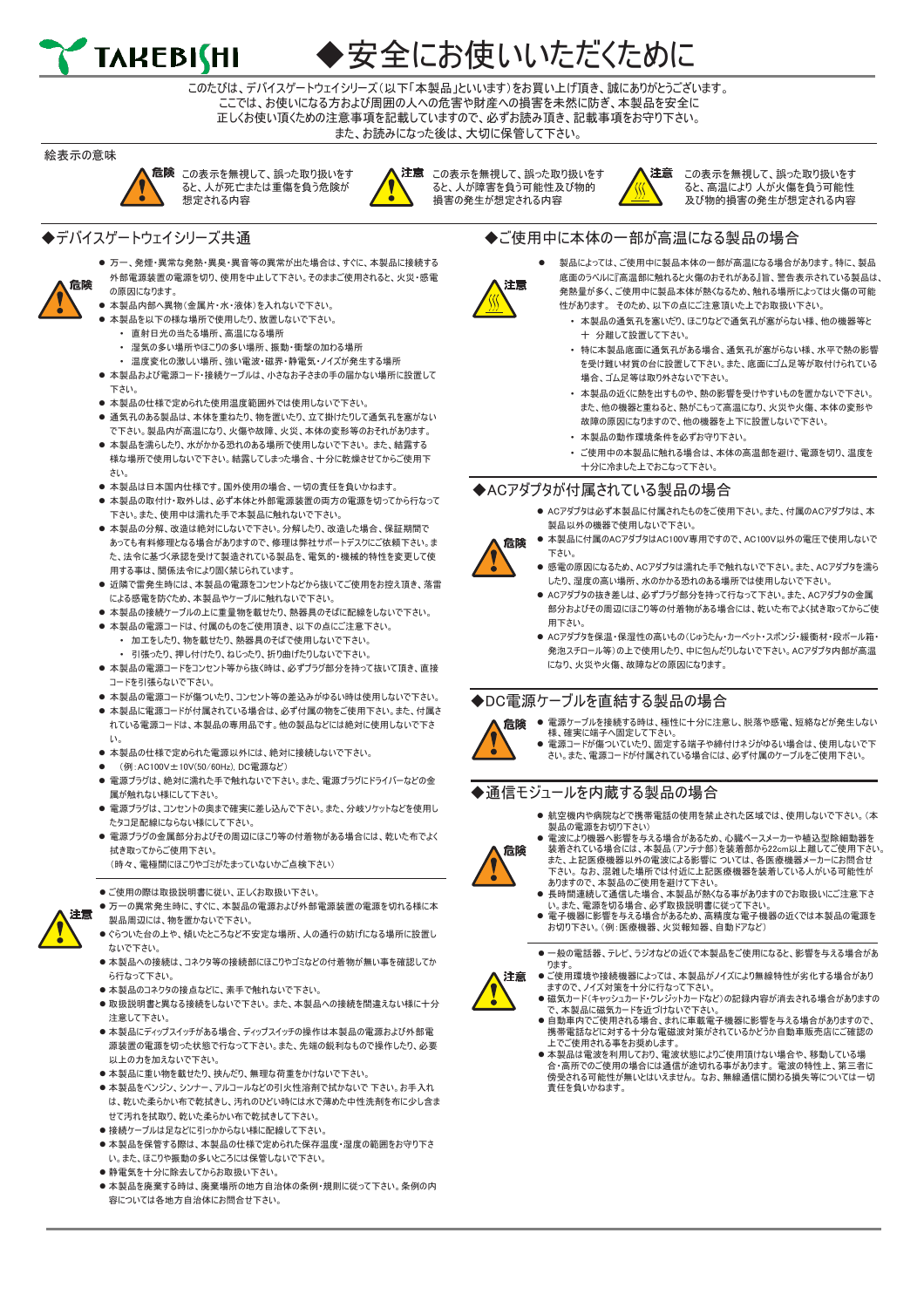TAKEBISHI

# ◆安全にお使いいただくために

このたびは、デバイスゲートウェイシリーズ（以下「本製品」といいます）をお買い上げ頂き、誠にありがとうございます。
ここでは、お使いになる方および周囲の人への危害や財産への損害を未然に防ぎ、本製品を安全に
正しくお使い頂くための注意事項を記載していますので、必ずお読み頂き、記載事項をお守り下さい。
また、お読みになった後は、大切に保管して下さい。

絵表示の意味

**危険** この表示を無視して、誤った取り扱いをすると、人が死亡または重傷を負う危険が想定される内容

**注意** この表示を無視して、誤った取り扱いをすると、人が障害を負う可能性及び物的損害の発生が想定される内容

**注意** この表示を無視して、誤った取り扱いをすると、高温により 人が火傷を負う可能性及び物的損害の発生が想定される内容

## ◆デバイスゲートウェイシリーズ共通

**危険**

- 万一、発煙・異常な発熱・異臭・異音等の異常が出た場合は、すぐに、本製品に接続する外部電源装置の電源を切り、使用を中止して下さい。そのままご使用されると、火災・感電の原因になります。
- 本製品内部へ異物（金属片・水・液体）を入れないで下さい。
- 本製品を以下の様な場所で使用したり、放置しないで下さい。
  - 直射日光の当たる場所、高温になる場所
  - 湿気の多い場所やほこりの多い場所、振動・衝撃の加わる場所
  - 温度変化の激しい場所、強い電波・磁界・静電気・ノイズが発生する場所
- 本製品および電源コード・接続ケーブルは、小さなお子さまの手の届かない場所に設置して下さい。
- 本製品の仕様で定められた使用温度範囲外では使用しないで下さい。
- 通気孔のある製品は、本体を重ねたり、物を置いたり、立て掛けたりして通気孔を塞がないで下さい。製品内部が高温になり、火傷や故障、火災、本体の変形等のおそれがあります。
- 本製品を濡らしたり、水がかかる恐れのある場所で使用しないで下さい。また、結露する様な場所で使用しないで下さい。結露してしまった場合、十分に乾燥させてからご使用下さい。
- 本製品は日本国内仕様です。国外使用の場合、一切の責任を負いかねます。
- 本製品の取付け・取外しは、必ず本体と外部電源装置の両方の電源を切ってから行なって下さい。また、使用中は濡れた手で本製品に触れないで下さい。
- 本製品の分解、改造は絶対にしないで下さい。分解したり、改造した場合、保証期間であっても有料修理となる場合がありますので、修理は弊社サポートデスクにご依頼下さい。また、法令に基づく承認を受けて製造されている製品を、電気的・機械的特性を変更して使用する事は、関係法令により固く禁じられています。
- 近隣で雷発生時には、本製品の電源をコンセントなどから抜いてご使用をお控え頂き、落雷による感電を防ぐため、本製品やケーブルに触れないで下さい。
- 本製品の接続ケーブルの上に重量物を載せたり、熱器具のそばに配線をしないで下さい。
- 本製品の電源コードは、付属のものをご使用頂き、以下の点にご注意下さい。
  - 加工をしたり、物を載せたり、熱器具のそばで使用しないで下さい。
  - 引張ったり、押し付けたり、ねじったり、折り曲げたりしないで下さい。
- 本製品の電源コードをコンセント等から抜く時は、必ずプラグ部分を持って抜いて頂き、直接コードを引張らないで下さい。
- 本製品の電源コードが傷ついたり、コンセント等の差込みがゆるい時は使用しないで下さい。
- 本製品に電源コードが付属されている場合は、必ず付属の物をご使用下さい。また、付属されている電源コードは、本製品の専用品です。他の製品などには絶対に使用しないで下さい。
- 本製品の仕様で定められた電源以外には、絶対に接続しないで下さい。
- （例：AC100V±10V(50/60Hz)、DC電源など）
- 電源プラグは、絶対に濡れた手で触れないで下さい。また、電源プラグにドライバーなどの金属が触れない様にして下さい。
- 電源プラグは、コンセントの奥まで確実に差し込んで下さい。また、分岐ソケットなどを使用したタコ足配線にならない様にして下さい。
- 電源プラグの金属部分およびその周辺にほこり等の付着物がある場合には、乾いた布でよく拭き取ってからご使用下さい。
  （時々、電極間にほこりやゴミがたまっていないかご点検下さい）

**注意**

- ご使用の際は取扱説明書に従い、正しくお取扱い下さい。
- 万一の異常発生時に、すぐに、本製品の電源および外部電源装置の電源を切れる様に本製品周辺には、物を置かないで下さい。
- ぐらついた台の上や、傾いたところなど不安定な場所、人の通行の妨げになる場所に設置しないで下さい。
- 本製品への接続は、コネクタ等の接続部にほこりやゴミなどの付着物が無い事を確認してから行なって下さい。
- 本製品のコネクタの接点などに、素手で触れないで下さい。
- 取扱説明書と異なる接続をしないで下さい。また、本製品への接続を間違えない様に十分注意して下さい。
- 本製品にディップスイッチがある場合、ディップスイッチの操作は本製品の電源および外部電源装置の電源を切った状態で行なって下さい。また、先端の鋭利なもので操作したり、必要以上の力を加えないで下さい。
- 本製品に重い物を載せたり、挟んだり、無理な荷重をかけないで下さい。
- 本製品をベンジン、シンナー、アルコールなどの引火性溶剤で拭かないで 下さい。お手入れは、乾いた柔らかい布で乾拭きし、汚れのひどい時には水で薄めた中性洗剤を布に少し含ませて汚れを拭取り、乾いた柔らかい布で乾拭きして下さい。
- 接続ケーブルは足などに引っかからない様に配線して下さい。
- 本製品を保管する際は、本製品の仕様で定められた保存温度・湿度の範囲をお守り下さい。また、ほこりや振動の多いところには保管しないで下さい。
- 静電気を十分に除去してからお取扱い下さい。
- 本製品を廃棄する時は、廃棄場所の地方自治体の条例・規則に従って下さい。条例の内容については各地方自治体にお問合せ下さい。

## ◆ご使用中に本体の一部が高温になる製品の場合

**注意**

- 製品によっては、ご使用中に製品本体の一部が高温になる場合があります。特に、製品底面のラベルに『高温部に触れると火傷のおそれがある』旨、警告表示されている製品は、発熱量が多く、ご使用中に製品本体が熱くなるため、触れる場所によっては火傷の可能性があります。 そのため、以下の点にご注意頂いた上でお取扱い下さい。
  - 本製品の通気孔を塞いだり、ほこりなどで通気孔が塞がらない様、他の機器等と十 分離して設置して下さい。
  - 特に本製品底面に通気孔がある場合、通気孔が塞がらない様、水平で熱の影響を受け難い材質の台に設置して下さい。また、底面にゴム足等が取付けられている場合、ゴム足等は取り外さないで下さい。
  - 本製品の近くに熱を出すものや、熱の影響を受けやすいものを置かないで下さい。また、他の機器と重ねると、熱がこもって高温になり、火災や火傷、本体の変形や故障の原因になりますので、他の機器を上下に設置しないで下さい。
  - 本製品の動作環境条件を必ずお守り下さい。
  - ご使用中の本製品に触れる場合は、本体の高温部を避け、電源を切り、温度を十分に冷ました上でおこなって下さい。

## ◆ACアダプタが付属されている製品の場合

**危険**

- ACアダプタは必ず本製品に付属されたものをご使用下さい。また、付属のACアダプタは、本製品以外の機器で使用しないで下さい。
- 本製品に付属のACアダプタはAC100V専用ですので、AC100V以外の電圧で使用しないで下さい。
- 感電の原因になるため、ACアダプタは濡れた手で触れないで下さい。また、ACアダプタを濡らしたり、湿度の高い場所、水のかかる恐れのある場所では使用しないで下さい。
- ACアダプタの抜き差しは、必ずプラグ部分を持って行なって下さい。また、ACアダプタの金属部分およびその周辺にほこり等の付着物がある場合には、乾いた布でよく拭き取ってからご使用下さい。
- ACアダプタを保温・保湿性の高いもの（じゅうたん・カーペット・スポンジ・緩衝材・段ボール箱・発泡スチロール等）の上で使用したり、中に包んだりしないで下さい。ACアダプタ内部が高温になり、火災や火傷、故障などの原因になります。

## ◆DC電源ケーブルを直結する製品の場合

**危険**

- 電源ケーブルを接続する時は、極性に十分に注意し、脱落や感電、短絡などが発生しない様、確実に端子へ固定して下さい。
- 電源コードが傷ついていたり、固定する端子や締付けネジがゆるい場合は、使用しないで下さい。また、電源コードが付属されている場合には、必ず付属のケーブルをご使用下さい。

## ◆通信モジュールを内蔵する製品の場合

**危険**

- 航空機内や病院などで携帯電話の使用を禁止された区域では、使用しないで下さい。（本製品の電源をお切り下さい）
- 電波により機器へ影響を与える場合があるため、心臓ペースメーカーや植込型除細動器を装着されている場合には、本製品（アンテナ部）を装着部から22cm以上離してご使用下さい。また、上記医療機器以外の電波による影響に ついては、各医療機器メーカーにお問合せ下さい。なお、混雑した場所では付近に上記医療機器を装着している人がいる可能性がありますので、本製品のご使用を避けて下さい。
- 長時間連続して通信した場合、本製品が熱くなる事がありますのでお取扱いにご注意下さい。また、電源を切る場合、必ず取扱説明書に従って下さい。
- 電子機器に影響を与える場合があるため、高精度な電子機器の近くでは本製品の電源をお切り下さい。（例：医療機器、火災報知器、自動ドアなど）

**注意**

- 一般の電話器、テレビ、ラジオなどの近くで本製品をご使用になると、影響を与える場合があります。
- ご使用環境や接続機器によっては、本製品がノイズにより無線特性が劣化する場合がありますので、ノイズ対策を十分に行なって下さい。
- 磁気カード（キャッシュカード・クレジットカードなど）の記録内容が消去される場合がありますので、本製品に磁気カードを近づけないで下さい。
- 自動車内でご使用される場合、まれに車載電子機器に影響を与える場合がありますので、携帯電話などに対する十分な電磁波対策がされているかどうか自動車販売店にご確認の上でご使用される事をお奨めします。
- 本製品は電波を利用しており、電波状態によりご使用頂けない場合や、移動している場合・高所でのご使用の場合には通信が途切れる事があります。電波の特性上、第三者に傍受される可能性が無いとはいえません。なお、無線通信に関わる損失等については一切責任を負いかねます。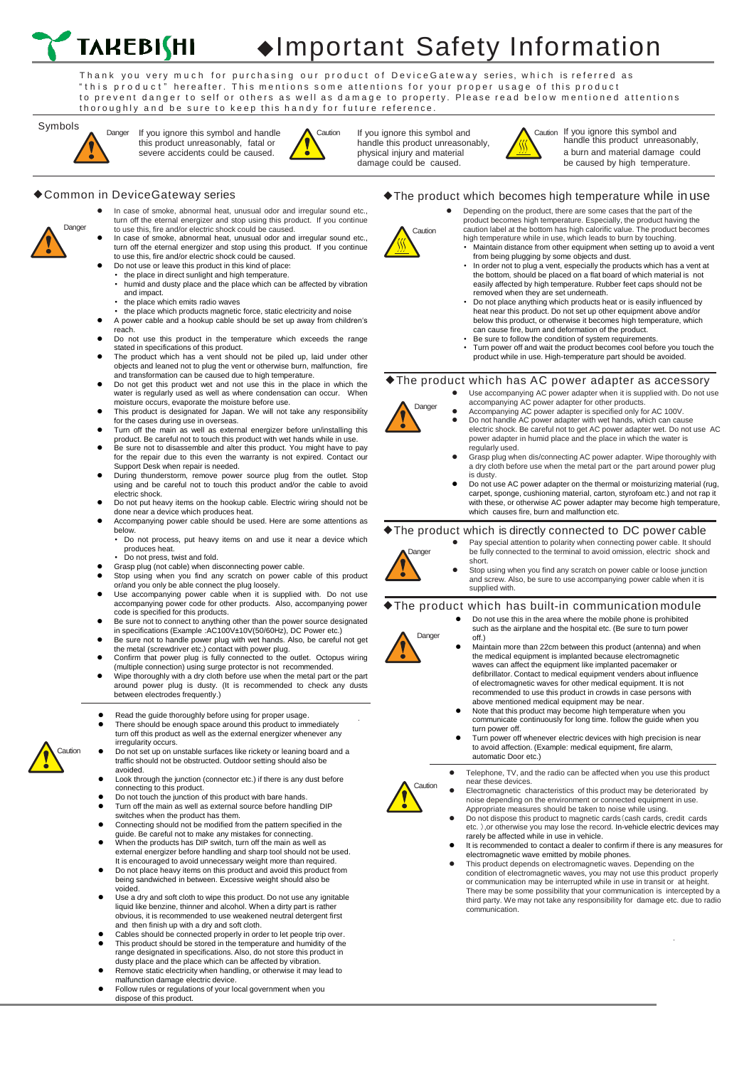TAKEBISHI

# ◆Important Safety Information

Thank you very much for purchasing our product of DeviceGateway series, which is referred as "this product" hereafter. This mentions some attentions for your proper usage of this product to prevent danger to self or others as well as damage to property. Please read below mentioned attentions thoroughly and be sure to keep this handy for future reference.

Symbols

Danger: If you ignore this symbol and handle this product unreasonably, fatal or severe accidents could be caused.

Caution: If you ignore this symbol and handle this product unreasonably, physical injury and material damage could be caused.

Caution: If you ignore this symbol and handle this product unreasonably, a burn and material damage could be caused by high temperature.

## ◆Common in DeviceGateway series

Danger

- In case of smoke, abnormal heat, unusual odor and irregular sound etc., turn off the eternal energizer and stop using this product. If you continue to use this, fire and/or electric shock could be caused.
- In case of smoke, abnormal heat, unusual odor and irregular sound etc., turn off the eternal energizer and stop using this product. If you continue to use this, fire and/or electric shock could be caused.
- Do not use or leave this product in this kind of place:
  - the place in direct sunlight and high temperature.
  - humid and dusty place and the place which can be affected by vibration and impact.
  - the place which emits radio waves
  - the place which products magnetic force, static electricity and noise
- A power cable and a hookup cable should be set up away from children's reach.
- Do not use this product in the temperature which exceeds the range stated in specifications of this product.
- The product which has a vent should not be piled up, laid under other objects and leaned not to plug the vent or otherwise burn, malfunction, fire and transformation can be caused due to high temperature.
- Do not get this product wet and not use this in the place in which the water is regularly used as well as where condensation can occur. When moisture occurs, evaporate the moisture before use.
- This product is designated for Japan. We will not take any responsibility for the cases during use in overseas.
- Turn off the main as well as external energizer before un/installing this product. Be careful not to touch this product with wet hands while in use.
- Be sure not to disassemble and alter this product. You might have to pay for the repair due to this even the warranty is not expired. Contact our Support Desk when repair is needed.
- During thunderstorm, remove power source plug from the outlet. Stop using and be careful not to touch this product and/or the cable to avoid electric shock.
- Do not put heavy items on the hookup cable. Electric wiring should not be done near a device which produces heat.
- Accompanying power cable should be used. Here are some attentions as below.
  - Do not process, put heavy items on and use it near a device which produces heat.
  - Do not press, twist and fold.
- Grasp plug (not cable) when disconnecting power cable.
- Stop using when you find any scratch on power cable of this product or/and you only be able connect the plug loosely.
- Use accompanying power cable when it is supplied with. Do not use accompanying power code for other products. Also, accompanying power code is specified for this products.
- Be sure not to connect to anything other than the power source designated in specifications (Example :AC100V±10V(50/60Hz), DC Power etc.)
- Be sure not to handle power plug with wet hands. Also, be careful not get the metal (screwdriver etc.) contact with power plug.
- Confirm that power plug is fully connected to the outlet. Octopus wiring (multiple connection) using surge protector is not recommended.
- Wipe thoroughly with a dry cloth before use when the metal part or the part around power plug is dusty. (It is recommended to check any dusts between electrodes frequently.)

Caution

- Read the guide thoroughly before using for proper usage.
- There should be enough space around this product to immediately turn off this product as well as the external energizer whenever any irregularity occurs.
- Do not set up on unstable surfaces like rickety or leaning board and a traffic should not be obstructed. Outdoor setting should also be avoided.
- Look through the junction (connector etc.) if there is any dust before connecting to this product.
- Do not touch the junction of this product with bare hands.
- Turn off the main as well as external source before handling DIP switches when the product has them.
- Connecting should not be modified from the pattern specified in the guide. Be careful not to make any mistakes for connecting.
- When the products has DIP switch, turn off the main as well as external energizer before handling and sharp tool should not be used. It is encouraged to avoid unnecessary weight more than required.
- Do not place heavy items on this product and avoid this product from being sandwiched in between. Excessive weight should also be voided.
- Use a dry and soft cloth to wipe this product. Do not use any ignitable liquid like benzine, thinner and alcohol. When a dirty part is rather obvious, it is recommended to use weakened neutral detergent first and then finish up with a dry and soft cloth.
- Cables should be connected properly in order to let people trip over.
- This product should be stored in the temperature and humidity of the range designated in specifications. Also, do not store this product in dusty place and the place which can be affected by vibration.
- Remove static electricity when handling, or otherwise it may lead to malfunction damage electric device.
- Follow rules or regulations of your local government when you dispose of this product.

## ◆The product which becomes high temperature while in use

Caution

- Depending on the product, there are some cases that the part of the product becomes high temperature. Especially, the product having the caution label at the bottom has high calorific value. The product becomes high temperature while in use, which leads to burn by touching.
  - Maintain distance from other equipment when setting up to avoid a vent from being plugging by some objects and dust.
  - In order not to plug a vent, especially the products which has a vent at the bottom, should be placed on a flat board of which material is not easily affected by high temperature. Rubber feet caps should not be removed when they are set underneath.
  - Do not place anything which produces heat or is easily influenced by heat near this product. Do not set up other equipment above and/or below this product, or otherwise it becomes high temperature, which can cause fire, burn and deformation of the product.
  - Be sure to follow the condition of system requirements.
  - Turn power off and wait the product becomes cool before you touch the product while in use. High-temperature part should be avoided.

## ◆The product which has AC power adapter as accessory

Danger

- Use accompanying AC power adapter when it is supplied with. Do not use accompanying AC power adapter for other products.
- Accompanying AC power adapter is specified only for AC 100V.
- Do not handle AC power adapter with wet hands, which can cause electric shock. Be careful not to get AC power adapter wet. Do not use AC power adapter in humid place and the place in which the water is regularly used.
- Grasp plug when dis/connecting AC power adapter. Wipe thoroughly with a dry cloth before use when the metal part or the part around power plug is dusty.
- Do not use AC power adapter on the thermal or moisturizing material (rug, carpet, sponge, cushioning material, carton, styrofoam etc.) and not rap it with these, or otherwise AC power adapter may become high temperature, which causes fire, burn and malfunction etc.

## ◆The product which is directly connected to DC power cable

Danger

- Pay special attention to polarity when connecting power cable. It should be fully connected to the terminal to avoid omission, electric shock and short.
- Stop using when you find any scratch on power cable or loose junction and screw. Also, be sure to use accompanying power cable when it is supplied with.

## ◆The product which has built-in communication module

Danger

- Do not use this in the area where the mobile phone is prohibited such as the airplane and the hospital etc. (Be sure to turn power off.)
- Maintain more than 22cm between this product (antenna) and when the medical equipment is implanted because electromagnetic waves can affect the equipment like implanted pacemaker or defibrillator. Contact to medical equipment venders about influence of electromagnetic waves for other medical equipment. It is not recommended to use this product in crowds in case persons with above mentioned medical equipment may be near.
- Note that this product may become high temperature when you communicate continuously for long time. follow the guide when you turn power off.
- Turn power off whenever electric devices with high precision is near to avoid affection. (Example: medical equipment, fire alarm, automatic Door etc.)

Caution

- Telephone, TV, and the radio can be affected when you use this product near these devices.
- Electromagnetic characteristics of this product may be deteriorated by noise depending on the environment or connected equipment in use. Appropriate measures should be taken to noise while using.
- Do not dispose this product to magnetic cards (cash cards, credit cards etc. ) ,or otherwise you may lose the record. In-vehicle electric devices may rarely be affected while in use in vehicle.
- It is recommended to contact a dealer to confirm if there is any measures for electromagnetic wave emitted by mobile phones.
- This product depends on electromagnetic waves. Depending on the condition of electromagnetic waves, you may not use this product properly or communication may be interrupted while in use in transit or at height. There may be some possibility that your communication is intercepted by a third party. We may not take any responsibility for damage etc. due to radio communication.